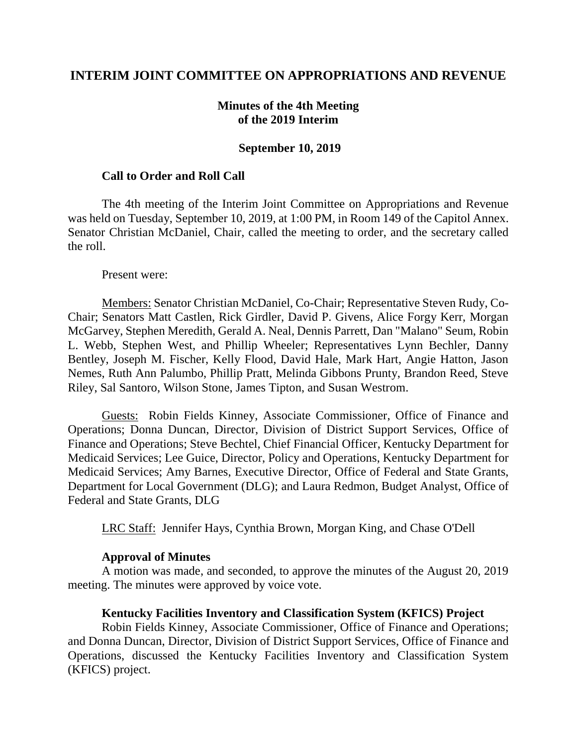# INTERIM JOINT COMMITTEE ON APPROPRIATIONS AND REVENUE

**Minutes of the 4th Meeting of the 2019 Interim**

**September 10, 2019**

### Call to Order and Roll Call

The 4th meeting of the Interim Joint Committee on Appropriations and Revenue was held on Tuesday, September 10, 2019, at 1:00 PM, in Room 149 of the Capitol Annex. Senator Christian McDaniel, Chair, called the meeting to order, and the secretary called the roll.

Present were:

Members: Senator Christian McDaniel, Co-Chair; Representative Steven Rudy, Co-Chair; Senators Matt Castlen, Rick Girdler, David P. Givens, Alice Forgy Kerr, Morgan McGarvey, Stephen Meredith, Gerald A. Neal, Dennis Parrett, Dan "Malano" Seum, Robin L. Webb, Stephen West, and Phillip Wheeler; Representatives Lynn Bechler, Danny Bentley, Joseph M. Fischer, Kelly Flood, David Hale, Mark Hart, Angie Hatton, Jason Nemes, Ruth Ann Palumbo, Phillip Pratt, Melinda Gibbons Prunty, Brandon Reed, Steve Riley, Sal Santoro, Wilson Stone, James Tipton, and Susan Westrom.

Guests: Robin Fields Kinney, Associate Commissioner, Office of Finance and Operations; Donna Duncan, Director, Division of District Support Services, Office of Finance and Operations; Steve Bechtel, Chief Financial Officer, Kentucky Department for Medicaid Services; Lee Guice, Director, Policy and Operations, Kentucky Department for Medicaid Services; Amy Barnes, Executive Director, Office of Federal and State Grants, Department for Local Government (DLG); and Laura Redmon, Budget Analyst, Office of Federal and State Grants, DLG

LRC Staff: Jennifer Hays, Cynthia Brown, Morgan King, and Chase O'Dell

### Approval of Minutes

A motion was made, and seconded, to approve the minutes of the August 20, 2019 meeting. The minutes were approved by voice vote.

### Kentucky Facilities Inventory and Classification System (KFICS) Project

Robin Fields Kinney, Associate Commissioner, Office of Finance and Operations; and Donna Duncan, Director, Division of District Support Services, Office of Finance and Operations, discussed the Kentucky Facilities Inventory and Classification System (KFICS) project.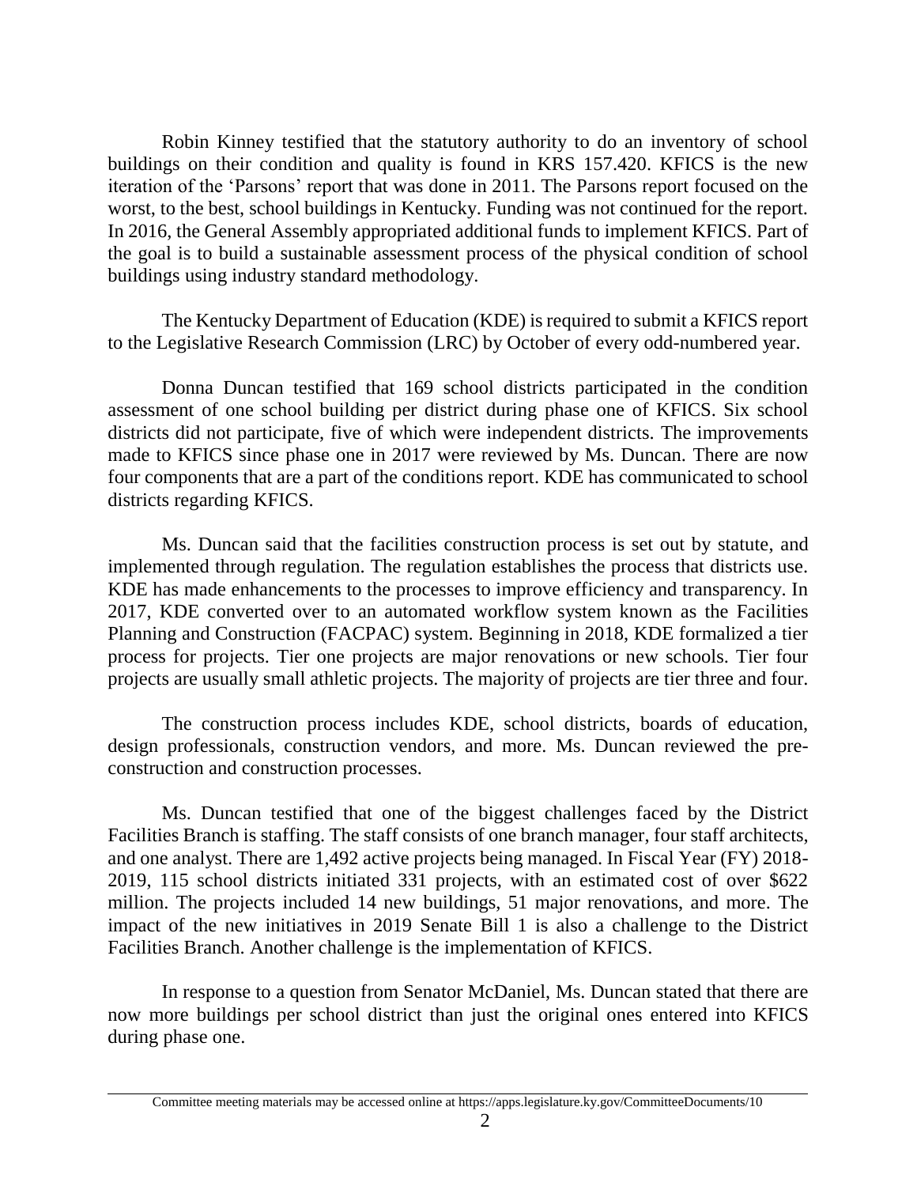Robin Kinney testified that the statutory authority to do an inventory of school buildings on their condition and quality is found in KRS 157.420. KFICS is the new iteration of the 'Parsons' report that was done in 2011. The Parsons report focused on the worst, to the best, school buildings in Kentucky. Funding was not continued for the report. In 2016, the General Assembly appropriated additional funds to implement KFICS. Part of the goal is to build a sustainable assessment process of the physical condition of school buildings using industry standard methodology.

The Kentucky Department of Education (KDE) is required to submit a KFICS report to the Legislative Research Commission (LRC) by October of every odd-numbered year.

Donna Duncan testified that 169 school districts participated in the condition assessment of one school building per district during phase one of KFICS. Six school districts did not participate, five of which were independent districts. The improvements made to KFICS since phase one in 2017 were reviewed by Ms. Duncan. There are now four components that are a part of the conditions report. KDE has communicated to school districts regarding KFICS.

Ms. Duncan said that the facilities construction process is set out by statute, and implemented through regulation. The regulation establishes the process that districts use. KDE has made enhancements to the processes to improve efficiency and transparency. In 2017, KDE converted over to an automated workflow system known as the Facilities Planning and Construction (FACPAC) system. Beginning in 2018, KDE formalized a tier process for projects. Tier one projects are major renovations or new schools. Tier four projects are usually small athletic projects. The majority of projects are tier three and four.

The construction process includes KDE, school districts, boards of education, design professionals, construction vendors, and more. Ms. Duncan reviewed the pre-construction and construction processes.

Ms. Duncan testified that one of the biggest challenges faced by the District Facilities Branch is staffing. The staff consists of one branch manager, four staff architects, and one analyst. There are 1,492 active projects being managed. In Fiscal Year (FY) 2018-2019, 115 school districts initiated 331 projects, with an estimated cost of over $622 million. The projects included 14 new buildings, 51 major renovations, and more. The impact of the new initiatives in 2019 Senate Bill 1 is also a challenge to the District Facilities Branch. Another challenge is the implementation of KFICS.

In response to a question from Senator McDaniel, Ms. Duncan stated that there are now more buildings per school district than just the original ones entered into KFICS during phase one.

Committee meeting materials may be accessed online at https://apps.legislature.ky.gov/CommitteeDocuments/10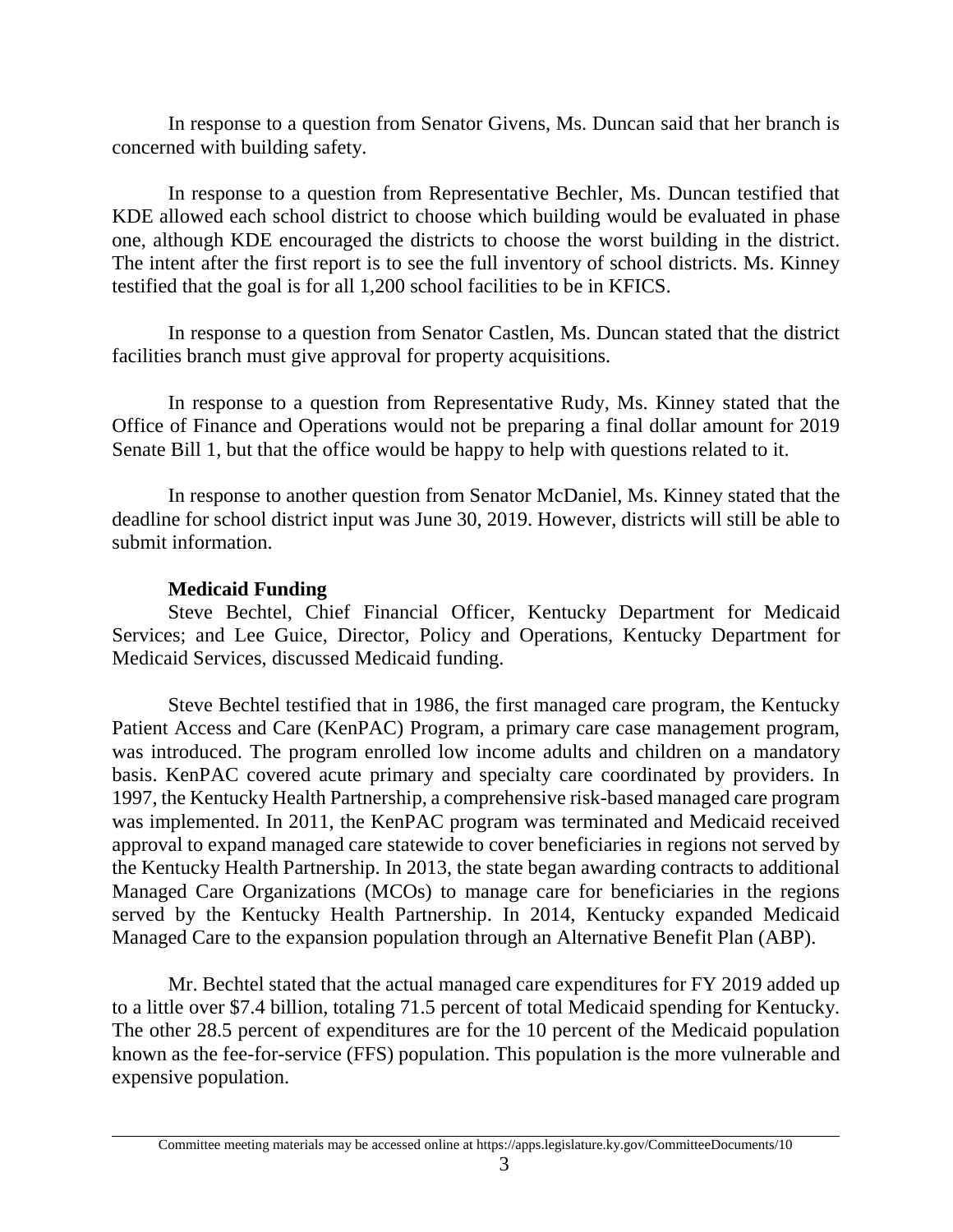In response to a question from Senator Givens, Ms. Duncan said that her branch is concerned with building safety.

In response to a question from Representative Bechler, Ms. Duncan testified that KDE allowed each school district to choose which building would be evaluated in phase one, although KDE encouraged the districts to choose the worst building in the district. The intent after the first report is to see the full inventory of school districts. Ms. Kinney testified that the goal is for all 1,200 school facilities to be in KFICS.

In response to a question from Senator Castlen, Ms. Duncan stated that the district facilities branch must give approval for property acquisitions.

In response to a question from Representative Rudy, Ms. Kinney stated that the Office of Finance and Operations would not be preparing a final dollar amount for 2019 Senate Bill 1, but that the office would be happy to help with questions related to it.

In response to another question from Senator McDaniel, Ms. Kinney stated that the deadline for school district input was June 30, 2019. However, districts will still be able to submit information.

**Medicaid Funding**

Steve Bechtel, Chief Financial Officer, Kentucky Department for Medicaid Services; and Lee Guice, Director, Policy and Operations, Kentucky Department for Medicaid Services, discussed Medicaid funding.

Steve Bechtel testified that in 1986, the first managed care program, the Kentucky Patient Access and Care (KenPAC) Program, a primary care case management program, was introduced. The program enrolled low income adults and children on a mandatory basis. KenPAC covered acute primary and specialty care coordinated by providers. In 1997, the Kentucky Health Partnership, a comprehensive risk-based managed care program was implemented. In 2011, the KenPAC program was terminated and Medicaid received approval to expand managed care statewide to cover beneficiaries in regions not served by the Kentucky Health Partnership. In 2013, the state began awarding contracts to additional Managed Care Organizations (MCOs) to manage care for beneficiaries in the regions served by the Kentucky Health Partnership. In 2014, Kentucky expanded Medicaid Managed Care to the expansion population through an Alternative Benefit Plan (ABP).

Mr. Bechtel stated that the actual managed care expenditures for FY 2019 added up to a little over $7.4 billion, totaling 71.5 percent of total Medicaid spending for Kentucky. The other 28.5 percent of expenditures are for the 10 percent of the Medicaid population known as the fee-for-service (FFS) population. This population is the more vulnerable and expensive population.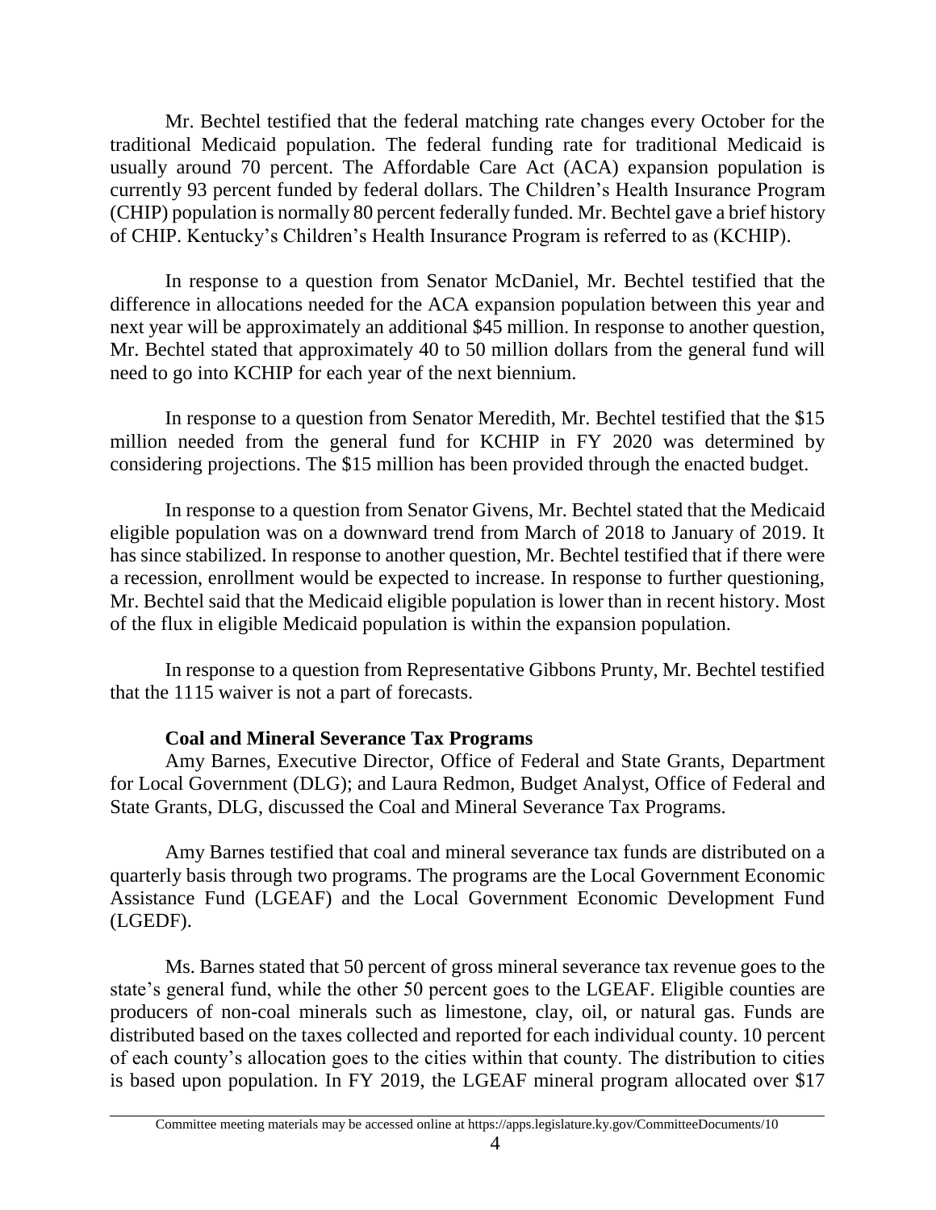Mr. Bechtel testified that the federal matching rate changes every October for the traditional Medicaid population. The federal funding rate for traditional Medicaid is usually around 70 percent. The Affordable Care Act (ACA) expansion population is currently 93 percent funded by federal dollars. The Children's Health Insurance Program (CHIP) population is normally 80 percent federally funded. Mr. Bechtel gave a brief history of CHIP. Kentucky's Children's Health Insurance Program is referred to as (KCHIP).

In response to a question from Senator McDaniel, Mr. Bechtel testified that the difference in allocations needed for the ACA expansion population between this year and next year will be approximately an additional $45 million. In response to another question, Mr. Bechtel stated that approximately 40 to 50 million dollars from the general fund will need to go into KCHIP for each year of the next biennium.

In response to a question from Senator Meredith, Mr. Bechtel testified that the $15 million needed from the general fund for KCHIP in FY 2020 was determined by considering projections. The $15 million has been provided through the enacted budget.

In response to a question from Senator Givens, Mr. Bechtel stated that the Medicaid eligible population was on a downward trend from March of 2018 to January of 2019. It has since stabilized. In response to another question, Mr. Bechtel testified that if there were a recession, enrollment would be expected to increase. In response to further questioning, Mr. Bechtel said that the Medicaid eligible population is lower than in recent history. Most of the flux in eligible Medicaid population is within the expansion population.

In response to a question from Representative Gibbons Prunty, Mr. Bechtel testified that the 1115 waiver is not a part of forecasts.

**Coal and Mineral Severance Tax Programs**

Amy Barnes, Executive Director, Office of Federal and State Grants, Department for Local Government (DLG); and Laura Redmon, Budget Analyst, Office of Federal and State Grants, DLG, discussed the Coal and Mineral Severance Tax Programs.

Amy Barnes testified that coal and mineral severance tax funds are distributed on a quarterly basis through two programs. The programs are the Local Government Economic Assistance Fund (LGEAF) and the Local Government Economic Development Fund (LGEDF).

Ms. Barnes stated that 50 percent of gross mineral severance tax revenue goes to the state's general fund, while the other 50 percent goes to the LGEAF. Eligible counties are producers of non-coal minerals such as limestone, clay, oil, or natural gas. Funds are distributed based on the taxes collected and reported for each individual county. 10 percent of each county's allocation goes to the cities within that county. The distribution to cities is based upon population. In FY 2019, the LGEAF mineral program allocated over $17

Committee meeting materials may be accessed online at https://apps.legislature.ky.gov/CommitteeDocuments/10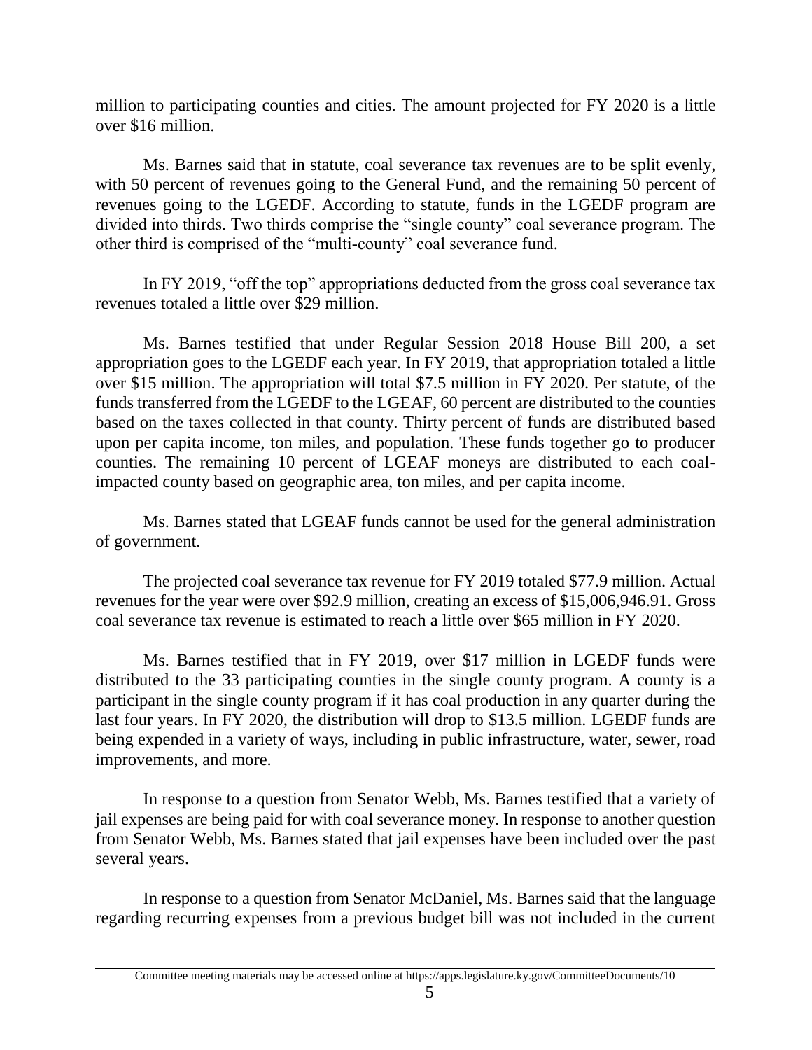million to participating counties and cities. The amount projected for FY 2020 is a little over $16 million.

Ms. Barnes said that in statute, coal severance tax revenues are to be split evenly, with 50 percent of revenues going to the General Fund, and the remaining 50 percent of revenues going to the LGEDF. According to statute, funds in the LGEDF program are divided into thirds. Two thirds comprise the "single county" coal severance program. The other third is comprised of the "multi-county" coal severance fund.

In FY 2019, "off the top" appropriations deducted from the gross coal severance tax revenues totaled a little over $29 million.

Ms. Barnes testified that under Regular Session 2018 House Bill 200, a set appropriation goes to the LGEDF each year. In FY 2019, that appropriation totaled a little over $15 million. The appropriation will total $7.5 million in FY 2020. Per statute, of the funds transferred from the LGEDF to the LGEAF, 60 percent are distributed to the counties based on the taxes collected in that county. Thirty percent of funds are distributed based upon per capita income, ton miles, and population. These funds together go to producer counties. The remaining 10 percent of LGEAF moneys are distributed to each coal-impacted county based on geographic area, ton miles, and per capita income.

Ms. Barnes stated that LGEAF funds cannot be used for the general administration of government.

The projected coal severance tax revenue for FY 2019 totaled $77.9 million. Actual revenues for the year were over $92.9 million, creating an excess of $15,006,946.91. Gross coal severance tax revenue is estimated to reach a little over $65 million in FY 2020.

Ms. Barnes testified that in FY 2019, over $17 million in LGEDF funds were distributed to the 33 participating counties in the single county program. A county is a participant in the single county program if it has coal production in any quarter during the last four years. In FY 2020, the distribution will drop to $13.5 million. LGEDF funds are being expended in a variety of ways, including in public infrastructure, water, sewer, road improvements, and more.

In response to a question from Senator Webb, Ms. Barnes testified that a variety of jail expenses are being paid for with coal severance money. In response to another question from Senator Webb, Ms. Barnes stated that jail expenses have been included over the past several years.

In response to a question from Senator McDaniel, Ms. Barnes said that the language regarding recurring expenses from a previous budget bill was not included in the current

Committee meeting materials may be accessed online at https://apps.legislature.ky.gov/CommitteeDocuments/10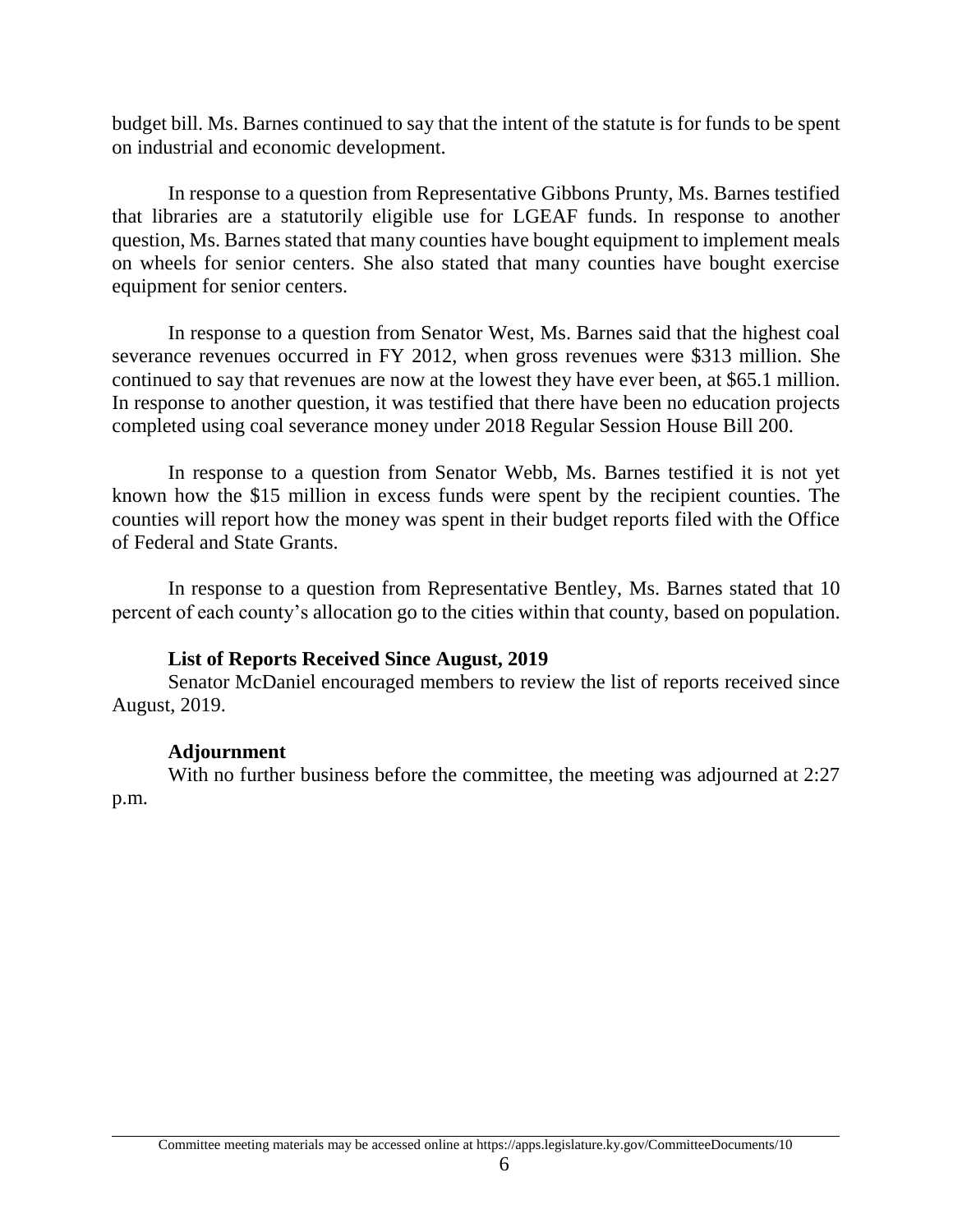budget bill. Ms. Barnes continued to say that the intent of the statute is for funds to be spent on industrial and economic development.

In response to a question from Representative Gibbons Prunty, Ms. Barnes testified that libraries are a statutorily eligible use for LGEAF funds. In response to another question, Ms. Barnes stated that many counties have bought equipment to implement meals on wheels for senior centers. She also stated that many counties have bought exercise equipment for senior centers.

In response to a question from Senator West, Ms. Barnes said that the highest coal severance revenues occurred in FY 2012, when gross revenues were $313 million. She continued to say that revenues are now at the lowest they have ever been, at $65.1 million. In response to another question, it was testified that there have been no education projects completed using coal severance money under 2018 Regular Session House Bill 200.

In response to a question from Senator Webb, Ms. Barnes testified it is not yet known how the $15 million in excess funds were spent by the recipient counties. The counties will report how the money was spent in their budget reports filed with the Office of Federal and State Grants.

In response to a question from Representative Bentley, Ms. Barnes stated that 10 percent of each county's allocation go to the cities within that county, based on population.

**List of Reports Received Since August, 2019**

Senator McDaniel encouraged members to review the list of reports received since August, 2019.

**Adjournment**

With no further business before the committee, the meeting was adjourned at 2:27 p.m.

Committee meeting materials may be accessed online at https://apps.legislature.ky.gov/CommitteeDocuments/10